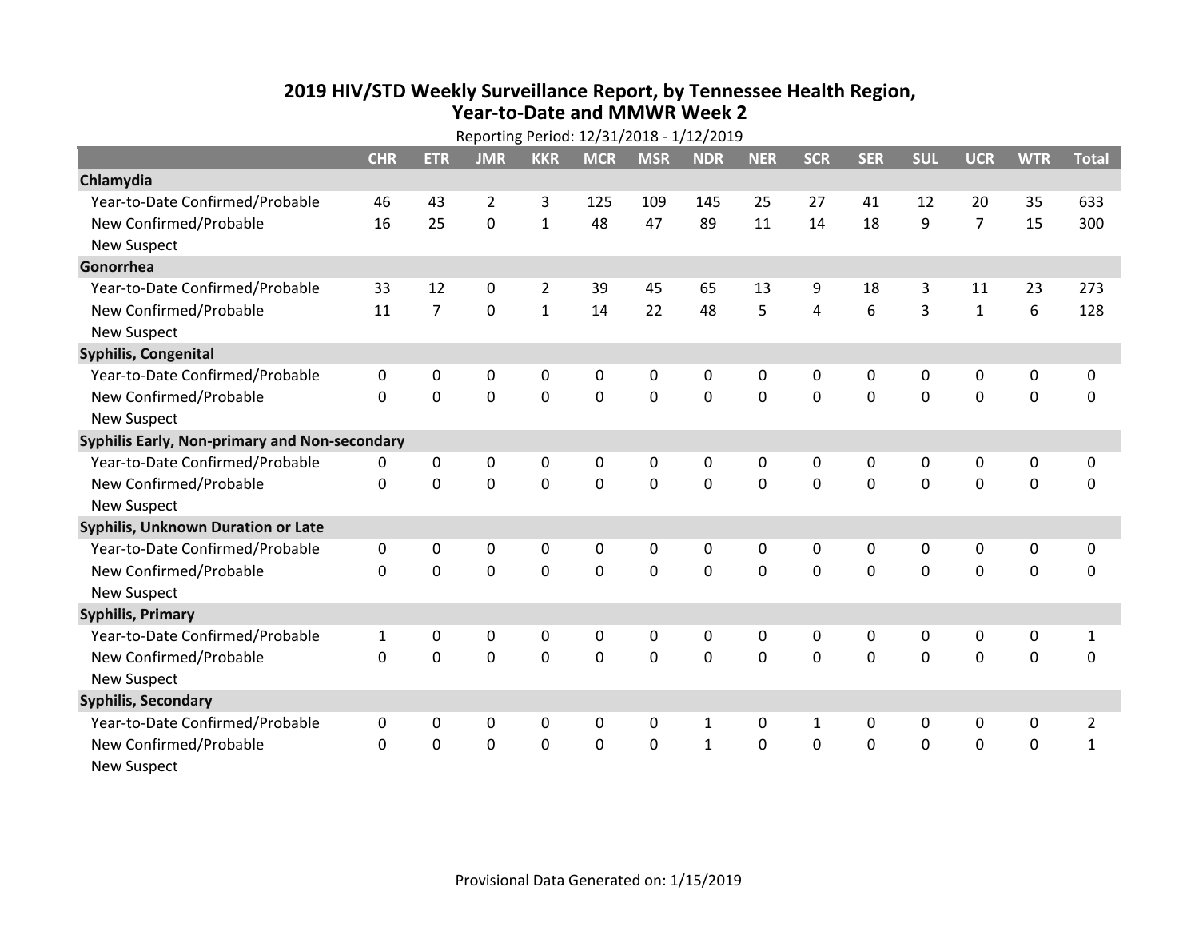# 2019 HIV/STD Weekly Surveillance Report, by Tennessee Health Region, Year-to-Date and MMWR Week 2

Reporting Period: 12/31/2018 - 1/12/2019

| | CHR | ETR | JMR | KKR | MCR | MSR | NDR | NER | SCR | SER | SUL | UCR | WTR | Total |
|---|---|---|---|---|---|---|---|---|---|---|---|---|---|---|
| **Chlamydia** | | | | | | | | | | | | | | |
| Year-to-Date Confirmed/Probable | 46 | 43 | 2 | 3 | 125 | 109 | 145 | 25 | 27 | 41 | 12 | 20 | 35 | 633 |
| New Confirmed/Probable | 16 | 25 | 0 | 1 | 48 | 47 | 89 | 11 | 14 | 18 | 9 | 7 | 15 | 300 |
| New Suspect | | | | | | | | | | | | | | |
| **Gonorrhea** | | | | | | | | | | | | | | |
| Year-to-Date Confirmed/Probable | 33 | 12 | 0 | 2 | 39 | 45 | 65 | 13 | 9 | 18 | 3 | 11 | 23 | 273 |
| New Confirmed/Probable | 11 | 7 | 0 | 1 | 14 | 22 | 48 | 5 | 4 | 6 | 3 | 1 | 6 | 128 |
| New Suspect | | | | | | | | | | | | | | |
| **Syphilis, Congenital** | | | | | | | | | | | | | | |
| Year-to-Date Confirmed/Probable | 0 | 0 | 0 | 0 | 0 | 0 | 0 | 0 | 0 | 0 | 0 | 0 | 0 | 0 |
| New Confirmed/Probable | 0 | 0 | 0 | 0 | 0 | 0 | 0 | 0 | 0 | 0 | 0 | 0 | 0 | 0 |
| New Suspect | | | | | | | | | | | | | | |
| **Syphilis Early, Non-primary and Non-secondary** | | | | | | | | | | | | | | |
| Year-to-Date Confirmed/Probable | 0 | 0 | 0 | 0 | 0 | 0 | 0 | 0 | 0 | 0 | 0 | 0 | 0 | 0 |
| New Confirmed/Probable | 0 | 0 | 0 | 0 | 0 | 0 | 0 | 0 | 0 | 0 | 0 | 0 | 0 | 0 |
| New Suspect | | | | | | | | | | | | | | |
| **Syphilis, Unknown Duration or Late** | | | | | | | | | | | | | | |
| Year-to-Date Confirmed/Probable | 0 | 0 | 0 | 0 | 0 | 0 | 0 | 0 | 0 | 0 | 0 | 0 | 0 | 0 |
| New Confirmed/Probable | 0 | 0 | 0 | 0 | 0 | 0 | 0 | 0 | 0 | 0 | 0 | 0 | 0 | 0 |
| New Suspect | | | | | | | | | | | | | | |
| **Syphilis, Primary** | | | | | | | | | | | | | | |
| Year-to-Date Confirmed/Probable | 1 | 0 | 0 | 0 | 0 | 0 | 0 | 0 | 0 | 0 | 0 | 0 | 0 | 1 |
| New Confirmed/Probable | 0 | 0 | 0 | 0 | 0 | 0 | 0 | 0 | 0 | 0 | 0 | 0 | 0 | 0 |
| New Suspect | | | | | | | | | | | | | | |
| **Syphilis, Secondary** | | | | | | | | | | | | | | |
| Year-to-Date Confirmed/Probable | 0 | 0 | 0 | 0 | 0 | 0 | 1 | 0 | 1 | 0 | 0 | 0 | 0 | 2 |
| New Confirmed/Probable | 0 | 0 | 0 | 0 | 0 | 0 | 1 | 0 | 0 | 0 | 0 | 0 | 0 | 1 |
| New Suspect | | | | | | | | | | | | | | |

Provisional Data Generated on: 1/15/2019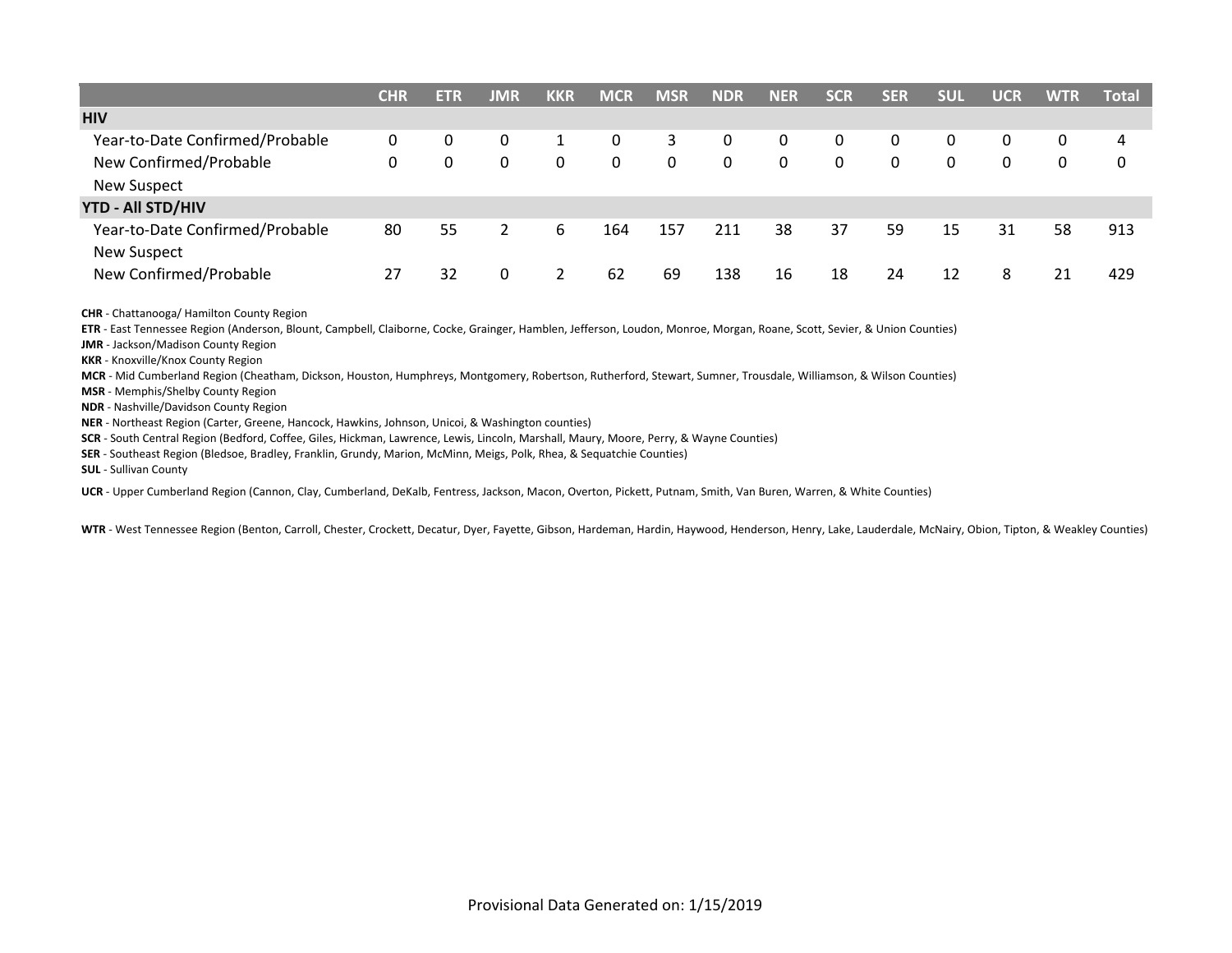| | CHR | ETR | JMR | KKR | MCR | MSR | NDR | NER | SCR | SER | SUL | UCR | WTR | Total |
|---|---|---|---|---|---|---|---|---|---|---|---|---|---|---|
| **HIV** | | | | | | | | | | | | | | |
| Year-to-Date Confirmed/Probable | 0 | 0 | 0 | 1 | 0 | 3 | 0 | 0 | 0 | 0 | 0 | 0 | 0 | 4 |
| New Confirmed/Probable | 0 | 0 | 0 | 0 | 0 | 0 | 0 | 0 | 0 | 0 | 0 | 0 | 0 | 0 |
| New Suspect | | | | | | | | | | | | | | |
| **YTD - All STD/HIV** | | | | | | | | | | | | | | |
| Year-to-Date Confirmed/Probable | 80 | 55 | 2 | 6 | 164 | 157 | 211 | 38 | 37 | 59 | 15 | 31 | 58 | 913 |
| New Suspect | | | | | | | | | | | | | | |
| New Confirmed/Probable | 27 | 32 | 0 | 2 | 62 | 69 | 138 | 16 | 18 | 24 | 12 | 8 | 21 | 429 |

**CHR** - Chattanooga/ Hamilton County Region

**ETR** - East Tennessee Region (Anderson, Blount, Campbell, Claiborne, Cocke, Grainger, Hamblen, Jefferson, Loudon, Monroe, Morgan, Roane, Scott, Sevier, & Union Counties)

**JMR** - Jackson/Madison County Region

**KKR** - Knoxville/Knox County Region

**MCR** - Mid Cumberland Region (Cheatham, Dickson, Houston, Humphreys, Montgomery, Robertson, Rutherford, Stewart, Sumner, Trousdale, Williamson, & Wilson Counties)

**MSR** - Memphis/Shelby County Region

**NDR** - Nashville/Davidson County Region

**NER** - Northeast Region (Carter, Greene, Hancock, Hawkins, Johnson, Unicoi, & Washington counties)

**SCR** - South Central Region (Bedford, Coffee, Giles, Hickman, Lawrence, Lewis, Lincoln, Marshall, Maury, Moore, Perry, & Wayne Counties)

**SER** - Southeast Region (Bledsoe, Bradley, Franklin, Grundy, Marion, McMinn, Meigs, Polk, Rhea, & Sequatchie Counties)

**SUL** - Sullivan County

**UCR** - Upper Cumberland Region (Cannon, Clay, Cumberland, DeKalb, Fentress, Jackson, Macon, Overton, Pickett, Putnam, Smith, Van Buren, Warren, & White Counties)

**WTR** - West Tennessee Region (Benton, Carroll, Chester, Crockett, Decatur, Dyer, Fayette, Gibson, Hardeman, Hardin, Haywood, Henderson, Henry, Lake, Lauderdale, McNairy, Obion, Tipton, & Weakley Counties)

Provisional Data Generated on: 1/15/2019